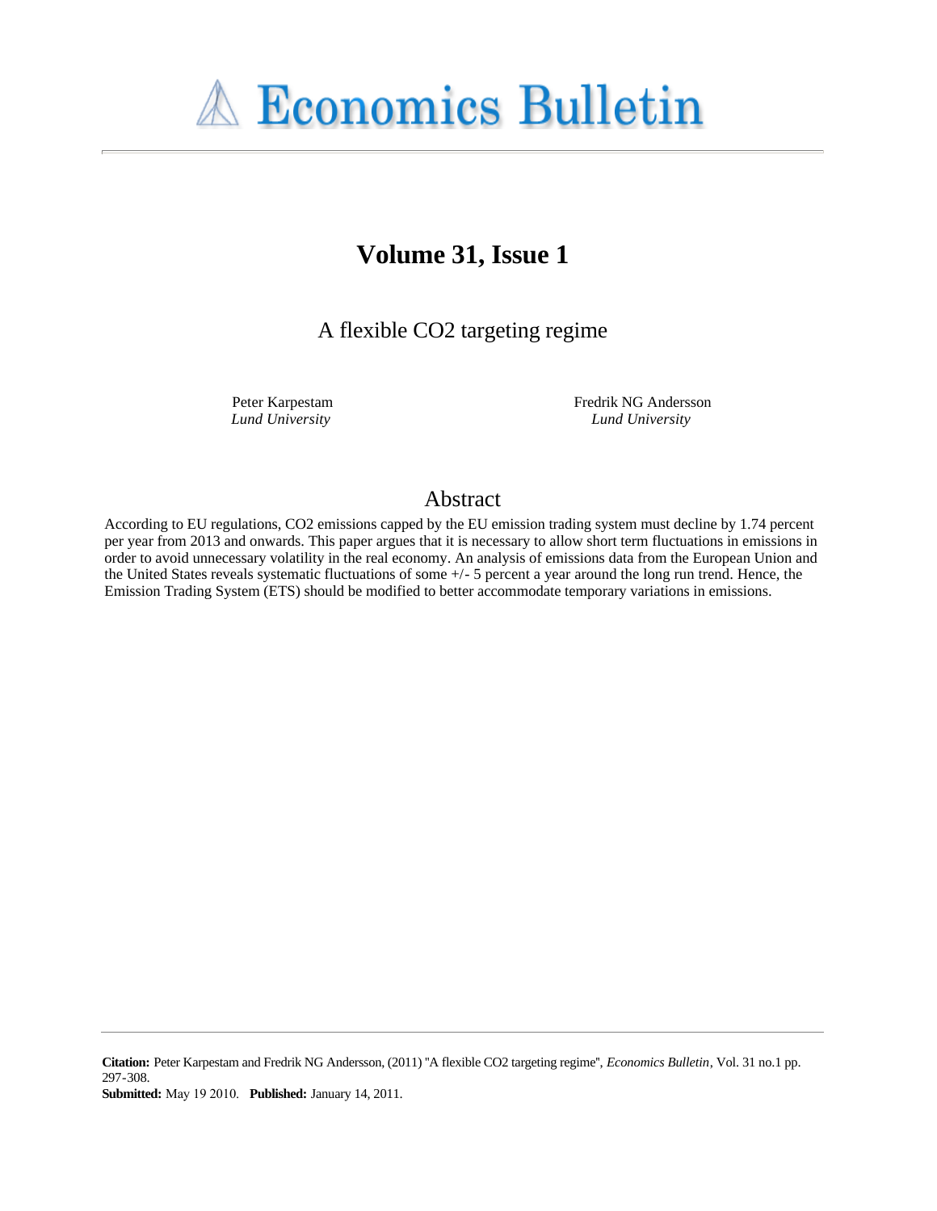# Economics Bulletin

## Volume 31, Issue 1

### A flexible CO2 targeting regime

Peter Karpestam
*Lund University*

Fredrik NG Andersson
*Lund University*

## Abstract

According to EU regulations, CO2 emissions capped by the EU emission trading system must decline by 1.74 percent per year from 2013 and onwards. This paper argues that it is necessary to allow short term fluctuations in emissions in order to avoid unnecessary volatility in the real economy. An analysis of emissions data from the European Union and the United States reveals systematic fluctuations of some +/- 5 percent a year around the long run trend. Hence, the Emission Trading System (ETS) should be modified to better accommodate temporary variations in emissions.

**Citation:** Peter Karpestam and Fredrik NG Andersson, (2011) ''A flexible CO2 targeting regime'', *Economics Bulletin*, Vol. 31 no.1 pp. 297-308.
**Submitted:** May 19 2010. **Published:** January 14, 2011.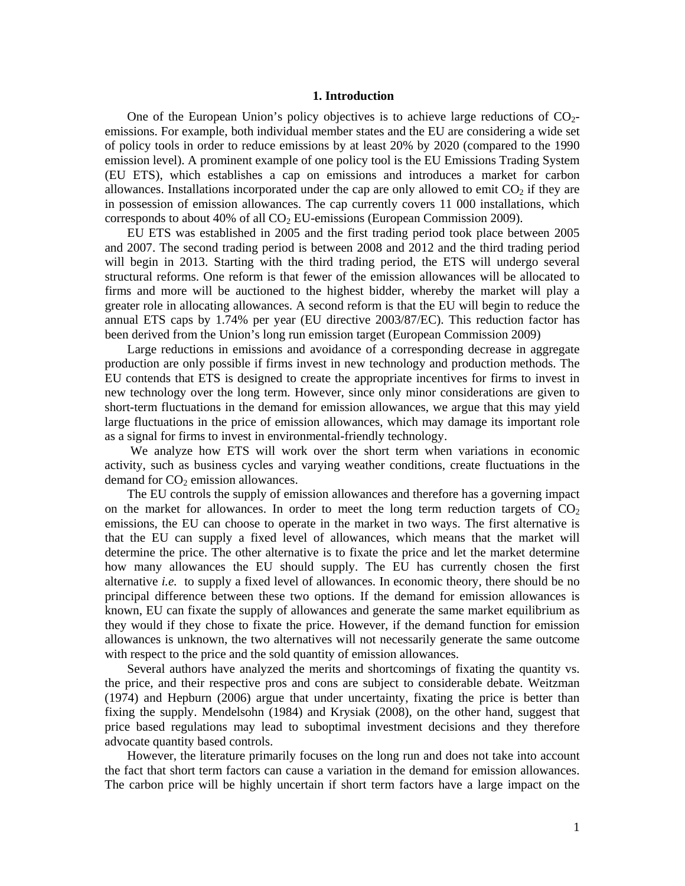# 1. Introduction

One of the European Union's policy objectives is to achieve large reductions of $CO_2$-emissions. For example, both individual member states and the EU are considering a wide set of policy tools in order to reduce emissions by at least 20% by 2020 (compared to the 1990 emission level). A prominent example of one policy tool is the EU Emissions Trading System (EU ETS), which establishes a cap on emissions and introduces a market for carbon allowances. Installations incorporated under the cap are only allowed to emit $CO_2$ if they are in possession of emission allowances. The cap currently covers 11 000 installations, which corresponds to about 40% of all $CO_2$ EU-emissions (European Commission 2009).

EU ETS was established in 2005 and the first trading period took place between 2005 and 2007. The second trading period is between 2008 and 2012 and the third trading period will begin in 2013. Starting with the third trading period, the ETS will undergo several structural reforms. One reform is that fewer of the emission allowances will be allocated to firms and more will be auctioned to the highest bidder, whereby the market will play a greater role in allocating allowances. A second reform is that the EU will begin to reduce the annual ETS caps by 1.74% per year (EU directive 2003/87/EC). This reduction factor has been derived from the Union's long run emission target (European Commission 2009)

Large reductions in emissions and avoidance of a corresponding decrease in aggregate production are only possible if firms invest in new technology and production methods. The EU contends that ETS is designed to create the appropriate incentives for firms to invest in new technology over the long term. However, since only minor considerations are given to short-term fluctuations in the demand for emission allowances, we argue that this may yield large fluctuations in the price of emission allowances, which may damage its important role as a signal for firms to invest in environmental-friendly technology.

We analyze how ETS will work over the short term when variations in economic activity, such as business cycles and varying weather conditions, create fluctuations in the demand for $CO_2$ emission allowances.

The EU controls the supply of emission allowances and therefore has a governing impact on the market for allowances. In order to meet the long term reduction targets of $CO_2$ emissions, the EU can choose to operate in the market in two ways. The first alternative is that the EU can supply a fixed level of allowances, which means that the market will determine the price. The other alternative is to fixate the price and let the market determine how many allowances the EU should supply. The EU has currently chosen the first alternative *i.e.* to supply a fixed level of allowances. In economic theory, there should be no principal difference between these two options. If the demand for emission allowances is known, EU can fixate the supply of allowances and generate the same market equilibrium as they would if they chose to fixate the price. However, if the demand function for emission allowances is unknown, the two alternatives will not necessarily generate the same outcome with respect to the price and the sold quantity of emission allowances.

Several authors have analyzed the merits and shortcomings of fixating the quantity vs. the price, and their respective pros and cons are subject to considerable debate. Weitzman (1974) and Hepburn (2006) argue that under uncertainty, fixating the price is better than fixing the supply. Mendelsohn (1984) and Krysiak (2008), on the other hand, suggest that price based regulations may lead to suboptimal investment decisions and they therefore advocate quantity based controls.

However, the literature primarily focuses on the long run and does not take into account the fact that short term factors can cause a variation in the demand for emission allowances. The carbon price will be highly uncertain if short term factors have a large impact on the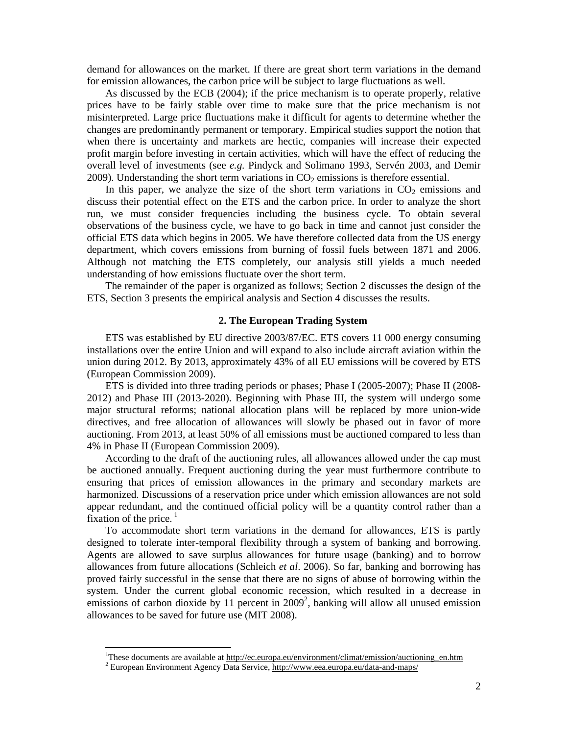demand for allowances on the market. If there are great short term variations in the demand for emission allowances, the carbon price will be subject to large fluctuations as well.

As discussed by the ECB (2004); if the price mechanism is to operate properly, relative prices have to be fairly stable over time to make sure that the price mechanism is not misinterpreted. Large price fluctuations make it difficult for agents to determine whether the changes are predominantly permanent or temporary. Empirical studies support the notion that when there is uncertainty and markets are hectic, companies will increase their expected profit margin before investing in certain activities, which will have the effect of reducing the overall level of investments (see *e.g.* Pindyck and Solimano 1993, Servén 2003, and Demir 2009). Understanding the short term variations in $CO_2$ emissions is therefore essential.

In this paper, we analyze the size of the short term variations in $CO_2$ emissions and discuss their potential effect on the ETS and the carbon price. In order to analyze the short run, we must consider frequencies including the business cycle. To obtain several observations of the business cycle, we have to go back in time and cannot just consider the official ETS data which begins in 2005. We have therefore collected data from the US energy department, which covers emissions from burning of fossil fuels between 1871 and 2006. Although not matching the ETS completely, our analysis still yields a much needed understanding of how emissions fluctuate over the short term.

The remainder of the paper is organized as follows; Section 2 discusses the design of the ETS, Section 3 presents the empirical analysis and Section 4 discusses the results.

## 2. The European Trading System

ETS was established by EU directive 2003/87/EC. ETS covers 11 000 energy consuming installations over the entire Union and will expand to also include aircraft aviation within the union during 2012. By 2013, approximately 43% of all EU emissions will be covered by ETS (European Commission 2009).

ETS is divided into three trading periods or phases; Phase I (2005-2007); Phase II (2008-2012) and Phase III (2013-2020). Beginning with Phase III, the system will undergo some major structural reforms; national allocation plans will be replaced by more union-wide directives, and free allocation of allowances will slowly be phased out in favor of more auctioning. From 2013, at least 50% of all emissions must be auctioned compared to less than 4% in Phase II (European Commission 2009).

According to the draft of the auctioning rules, all allowances allowed under the cap must be auctioned annually. Frequent auctioning during the year must furthermore contribute to ensuring that prices of emission allowances in the primary and secondary markets are harmonized. Discussions of a reservation price under which emission allowances are not sold appear redundant, and the continued official policy will be a quantity control rather than a fixation of the price. [1]

To accommodate short term variations in the demand for allowances, ETS is partly designed to tolerate inter-temporal flexibility through a system of banking and borrowing. Agents are allowed to save surplus allowances for future usage (banking) and to borrow allowances from future allocations (Schleich *et al*. 2006). So far, banking and borrowing has proved fairly successful in the sense that there are no signs of abuse of borrowing within the system. Under the current global economic recession, which resulted in a decrease in emissions of carbon dioxide by 11 percent in 2009[2], banking will allow all unused emission allowances to be saved for future use (MIT 2008).

[1] These documents are available at http://ec.europa.eu/environment/climat/emission/auctioning_en.htm

[2] European Environment Agency Data Service, http://www.eea.europa.eu/data-and-maps/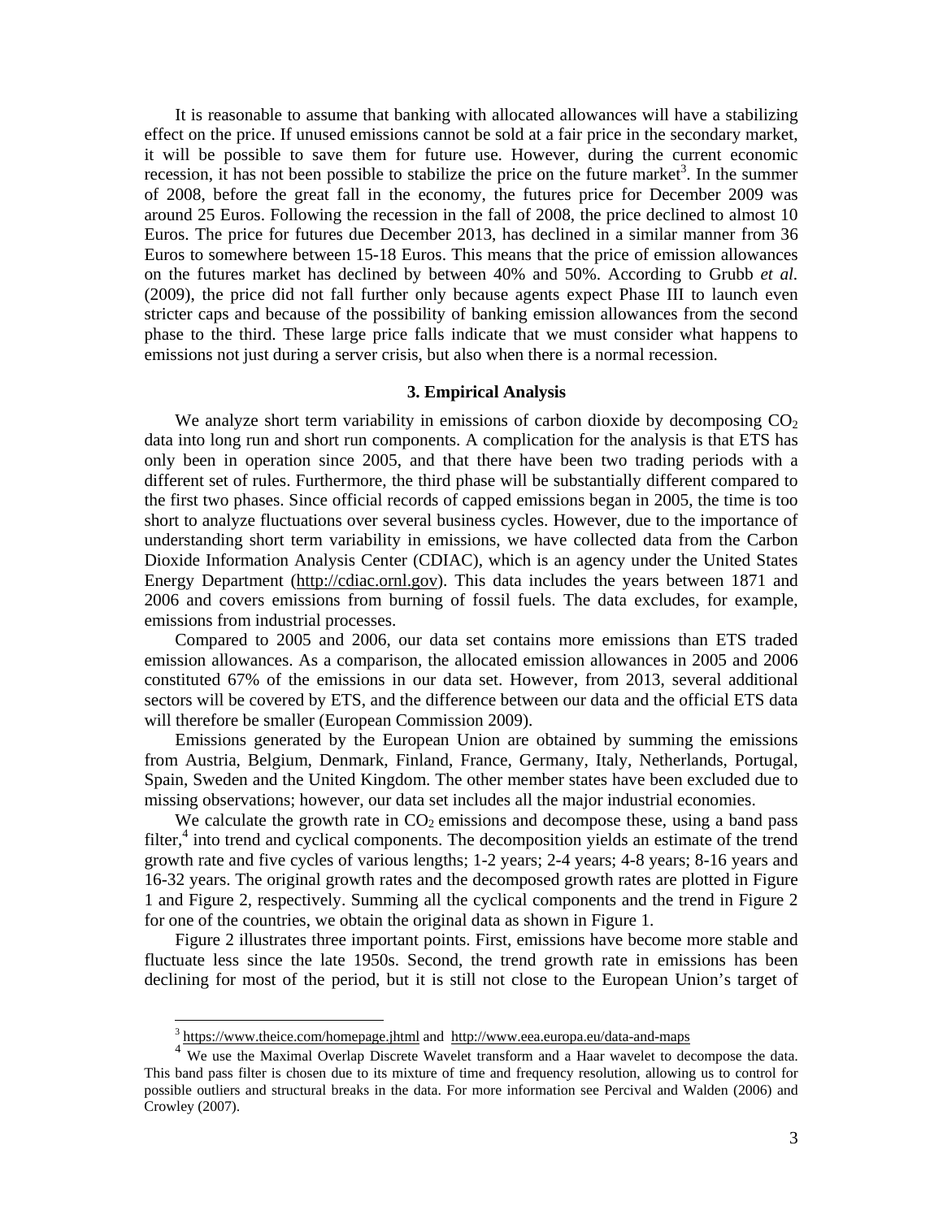It is reasonable to assume that banking with allocated allowances will have a stabilizing effect on the price. If unused emissions cannot be sold at a fair price in the secondary market, it will be possible to save them for future use. However, during the current economic recession, it has not been possible to stabilize the price on the future market[3]. In the summer of 2008, before the great fall in the economy, the futures price for December 2009 was around 25 Euros. Following the recession in the fall of 2008, the price declined to almost 10 Euros. The price for futures due December 2013, has declined in a similar manner from 36 Euros to somewhere between 15-18 Euros. This means that the price of emission allowances on the futures market has declined by between 40% and 50%. According to Grubb *et al*. (2009), the price did not fall further only because agents expect Phase III to launch even stricter caps and because of the possibility of banking emission allowances from the second phase to the third. These large price falls indicate that we must consider what happens to emissions not just during a server crisis, but also when there is a normal recession.

## 3. Empirical Analysis

We analyze short term variability in emissions of carbon dioxide by decomposing $CO_2$ data into long run and short run components. A complication for the analysis is that ETS has only been in operation since 2005, and that there have been two trading periods with a different set of rules. Furthermore, the third phase will be substantially different compared to the first two phases. Since official records of capped emissions began in 2005, the time is too short to analyze fluctuations over several business cycles. However, due to the importance of understanding short term variability in emissions, we have collected data from the Carbon Dioxide Information Analysis Center (CDIAC), which is an agency under the United States Energy Department (http://cdiac.ornl.gov). This data includes the years between 1871 and 2006 and covers emissions from burning of fossil fuels. The data excludes, for example, emissions from industrial processes.

Compared to 2005 and 2006, our data set contains more emissions than ETS traded emission allowances. As a comparison, the allocated emission allowances in 2005 and 2006 constituted 67% of the emissions in our data set. However, from 2013, several additional sectors will be covered by ETS, and the difference between our data and the official ETS data will therefore be smaller (European Commission 2009).

Emissions generated by the European Union are obtained by summing the emissions from Austria, Belgium, Denmark, Finland, France, Germany, Italy, Netherlands, Portugal, Spain, Sweden and the United Kingdom. The other member states have been excluded due to missing observations; however, our data set includes all the major industrial economies.

We calculate the growth rate in $CO_2$ emissions and decompose these, using a band pass filter,[4] into trend and cyclical components. The decomposition yields an estimate of the trend growth rate and five cycles of various lengths; 1-2 years; 2-4 years; 4-8 years; 8-16 years and 16-32 years. The original growth rates and the decomposed growth rates are plotted in Figure 1 and Figure 2, respectively. Summing all the cyclical components and the trend in Figure 2 for one of the countries, we obtain the original data as shown in Figure 1.

Figure 2 illustrates three important points. First, emissions have become more stable and fluctuate less since the late 1950s. Second, the trend growth rate in emissions has been declining for most of the period, but it is still not close to the European Union's target of

---

[3] https://www.theice.com/homepage.jhtml and http://www.eea.europa.eu/data-and-maps

[4] We use the Maximal Overlap Discrete Wavelet transform and a Haar wavelet to decompose the data. This band pass filter is chosen due to its mixture of time and frequency resolution, allowing us to control for possible outliers and structural breaks in the data. For more information see Percival and Walden (2006) and Crowley (2007).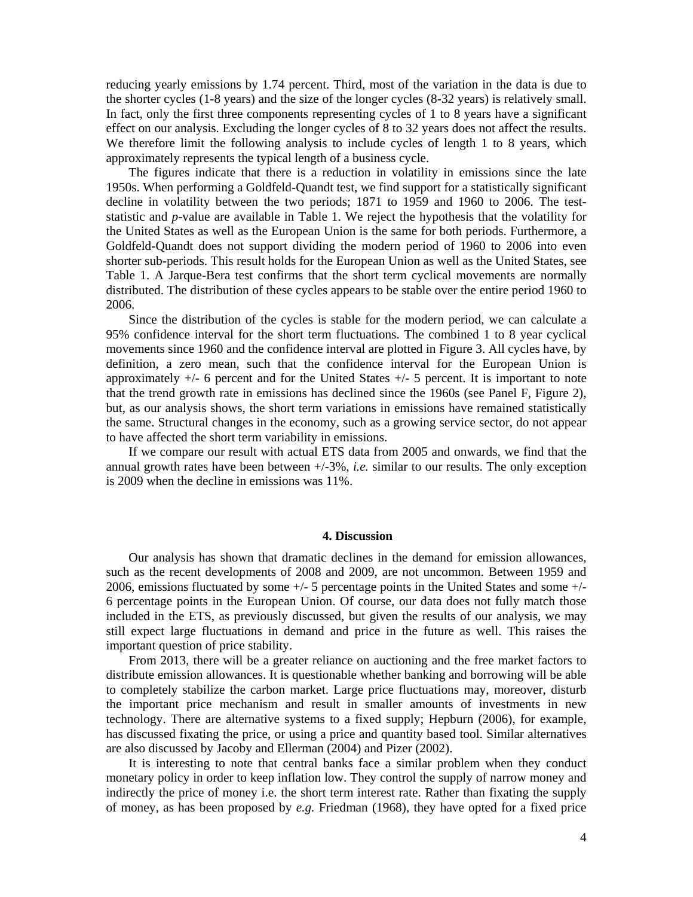reducing yearly emissions by 1.74 percent. Third, most of the variation in the data is due to the shorter cycles (1-8 years) and the size of the longer cycles (8-32 years) is relatively small. In fact, only the first three components representing cycles of 1 to 8 years have a significant effect on our analysis. Excluding the longer cycles of 8 to 32 years does not affect the results. We therefore limit the following analysis to include cycles of length 1 to 8 years, which approximately represents the typical length of a business cycle.

The figures indicate that there is a reduction in volatility in emissions since the late 1950s. When performing a Goldfeld-Quandt test, we find support for a statistically significant decline in volatility between the two periods; 1871 to 1959 and 1960 to 2006. The test-statistic and *p*-value are available in Table 1. We reject the hypothesis that the volatility for the United States as well as the European Union is the same for both periods. Furthermore, a Goldfeld-Quandt does not support dividing the modern period of 1960 to 2006 into even shorter sub-periods. This result holds for the European Union as well as the United States, see Table 1. A Jarque-Bera test confirms that the short term cyclical movements are normally distributed. The distribution of these cycles appears to be stable over the entire period 1960 to 2006.

Since the distribution of the cycles is stable for the modern period, we can calculate a 95% confidence interval for the short term fluctuations. The combined 1 to 8 year cyclical movements since 1960 and the confidence interval are plotted in Figure 3. All cycles have, by definition, a zero mean, such that the confidence interval for the European Union is approximately +/- 6 percent and for the United States +/- 5 percent. It is important to note that the trend growth rate in emissions has declined since the 1960s (see Panel F, Figure 2), but, as our analysis shows, the short term variations in emissions have remained statistically the same. Structural changes in the economy, such as a growing service sector, do not appear to have affected the short term variability in emissions.

If we compare our result with actual ETS data from 2005 and onwards, we find that the annual growth rates have been between +/-3%, *i.e.* similar to our results. The only exception is 2009 when the decline in emissions was 11%.

## 4. Discussion

Our analysis has shown that dramatic declines in the demand for emission allowances, such as the recent developments of 2008 and 2009, are not uncommon. Between 1959 and 2006, emissions fluctuated by some +/- 5 percentage points in the United States and some +/- 6 percentage points in the European Union. Of course, our data does not fully match those included in the ETS, as previously discussed, but given the results of our analysis, we may still expect large fluctuations in demand and price in the future as well. This raises the important question of price stability.

From 2013, there will be a greater reliance on auctioning and the free market factors to distribute emission allowances. It is questionable whether banking and borrowing will be able to completely stabilize the carbon market. Large price fluctuations may, moreover, disturb the important price mechanism and result in smaller amounts of investments in new technology. There are alternative systems to a fixed supply; Hepburn (2006), for example, has discussed fixating the price, or using a price and quantity based tool. Similar alternatives are also discussed by Jacoby and Ellerman (2004) and Pizer (2002).

It is interesting to note that central banks face a similar problem when they conduct monetary policy in order to keep inflation low. They control the supply of narrow money and indirectly the price of money i.e. the short term interest rate. Rather than fixating the supply of money, as has been proposed by *e.g.* Friedman (1968), they have opted for a fixed price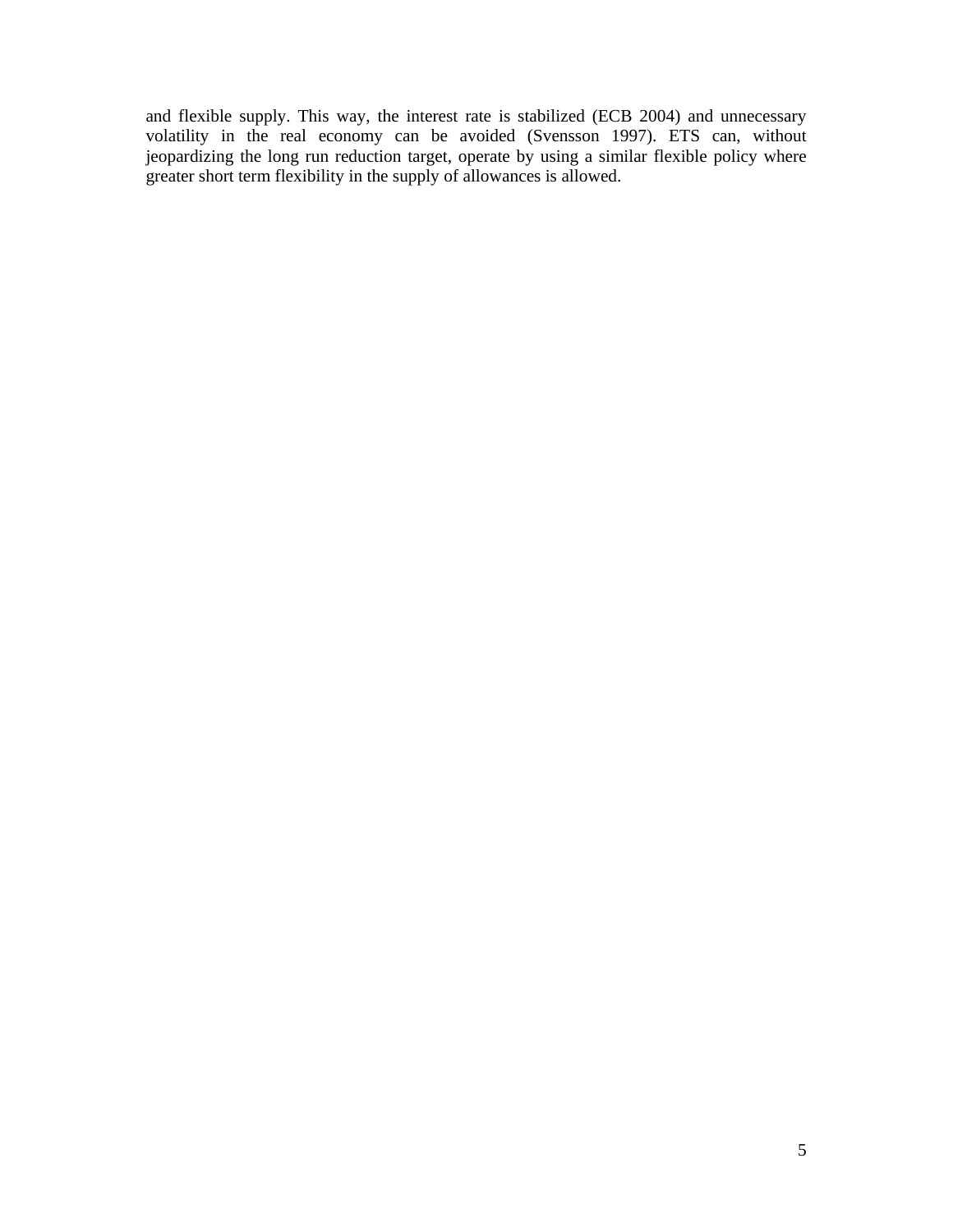and flexible supply. This way, the interest rate is stabilized (ECB 2004) and unnecessary volatility in the real economy can be avoided (Svensson 1997). ETS can, without jeopardizing the long run reduction target, operate by using a similar flexible policy where greater short term flexibility in the supply of allowances is allowed.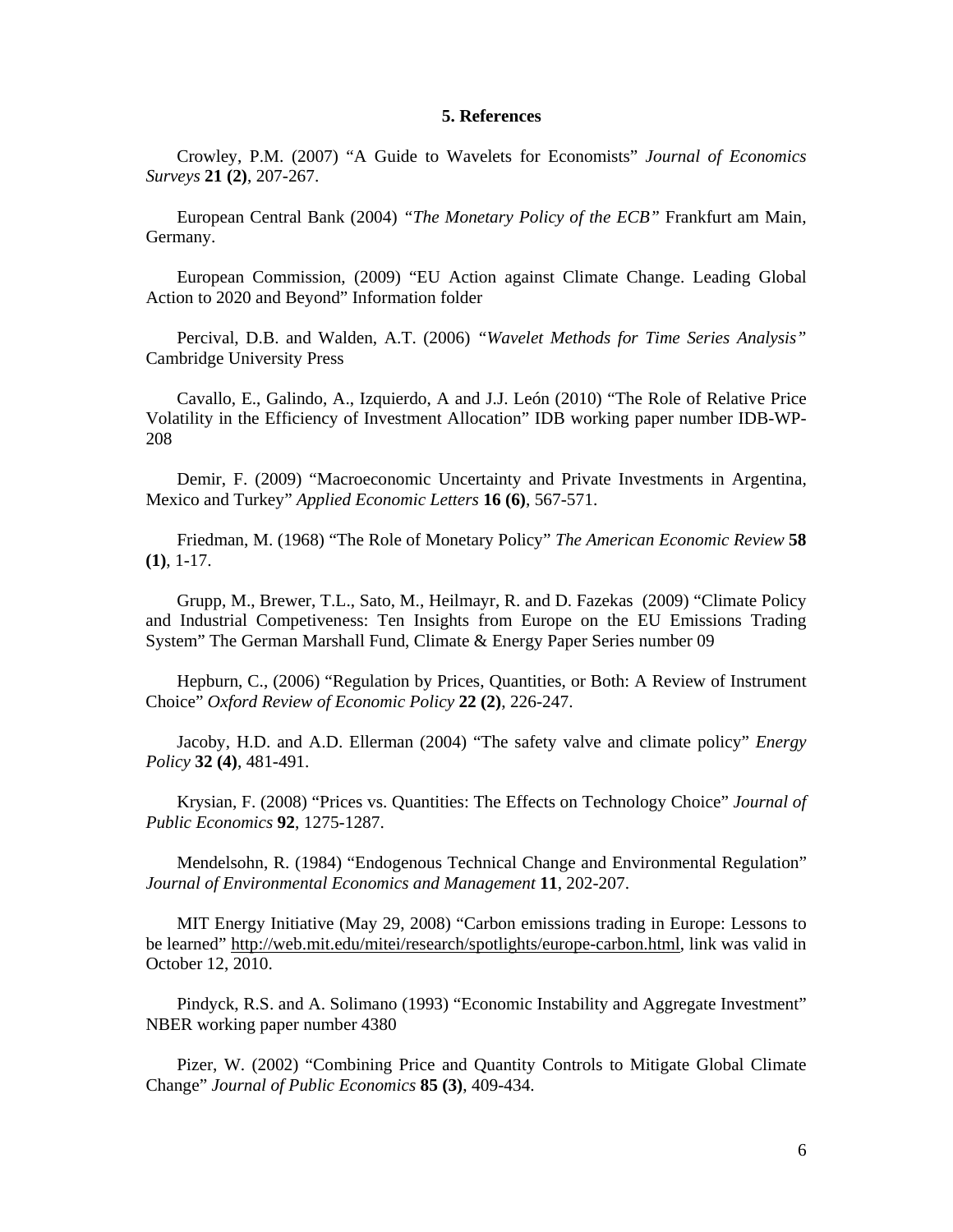### 5. References

Crowley, P.M. (2007) "A Guide to Wavelets for Economists" *Journal of Economics Surveys* **21 (2)**, 207-267.

European Central Bank (2004) *"The Monetary Policy of the ECB"* Frankfurt am Main, Germany.

European Commission, (2009) "EU Action against Climate Change. Leading Global Action to 2020 and Beyond" Information folder

Percival, D.B. and Walden, A.T. (2006) *"Wavelet Methods for Time Series Analysis"* Cambridge University Press

Cavallo, E., Galindo, A., Izquierdo, A and J.J. León (2010) "The Role of Relative Price Volatility in the Efficiency of Investment Allocation" IDB working paper number IDB-WP-208

Demir, F. (2009) "Macroeconomic Uncertainty and Private Investments in Argentina, Mexico and Turkey" *Applied Economic Letters* **16 (6)**, 567-571.

Friedman, M. (1968) "The Role of Monetary Policy" *The American Economic Review* **58 (1)**, 1-17.

Grupp, M., Brewer, T.L., Sato, M., Heilmayr, R. and D. Fazekas (2009) "Climate Policy and Industrial Competiveness: Ten Insights from Europe on the EU Emissions Trading System" The German Marshall Fund, Climate & Energy Paper Series number 09

Hepburn, C., (2006) "Regulation by Prices, Quantities, or Both: A Review of Instrument Choice" *Oxford Review of Economic Policy* **22 (2)**, 226-247.

Jacoby, H.D. and A.D. Ellerman (2004) "The safety valve and climate policy" *Energy Policy* **32 (4)**, 481-491.

Krysian, F. (2008) "Prices vs. Quantities: The Effects on Technology Choice" *Journal of Public Economics* **92**, 1275-1287.

Mendelsohn, R. (1984) "Endogenous Technical Change and Environmental Regulation" *Journal of Environmental Economics and Management* **11**, 202-207.

MIT Energy Initiative (May 29, 2008) "Carbon emissions trading in Europe: Lessons to be learned" http://web.mit.edu/mitei/research/spotlights/europe-carbon.html, link was valid in October 12, 2010.

Pindyck, R.S. and A. Solimano (1993) "Economic Instability and Aggregate Investment" NBER working paper number 4380

Pizer, W. (2002) "Combining Price and Quantity Controls to Mitigate Global Climate Change" *Journal of Public Economics* **85 (3)**, 409-434.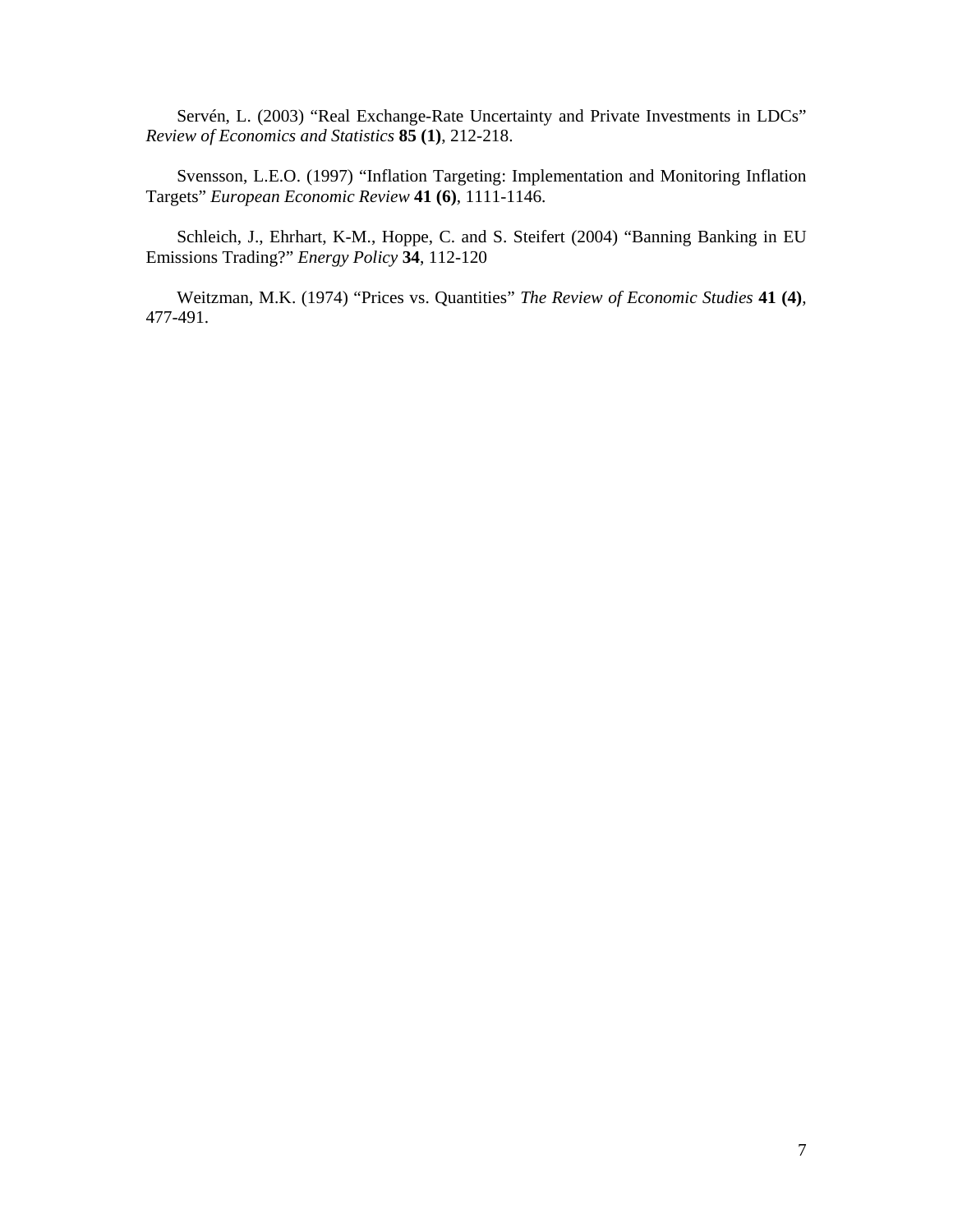Servén, L. (2003) "Real Exchange-Rate Uncertainty and Private Investments in LDCs" *Review of Economics and Statistics* **85 (1)**, 212-218.

Svensson, L.E.O. (1997) "Inflation Targeting: Implementation and Monitoring Inflation Targets" *European Economic Review* **41 (6)**, 1111-1146.

Schleich, J., Ehrhart, K-M., Hoppe, C. and S. Steifert (2004) "Banning Banking in EU Emissions Trading?" *Energy Policy* **34**, 112-120

Weitzman, M.K. (1974) "Prices vs. Quantities" *The Review of Economic Studies* **41 (4)**, 477-491.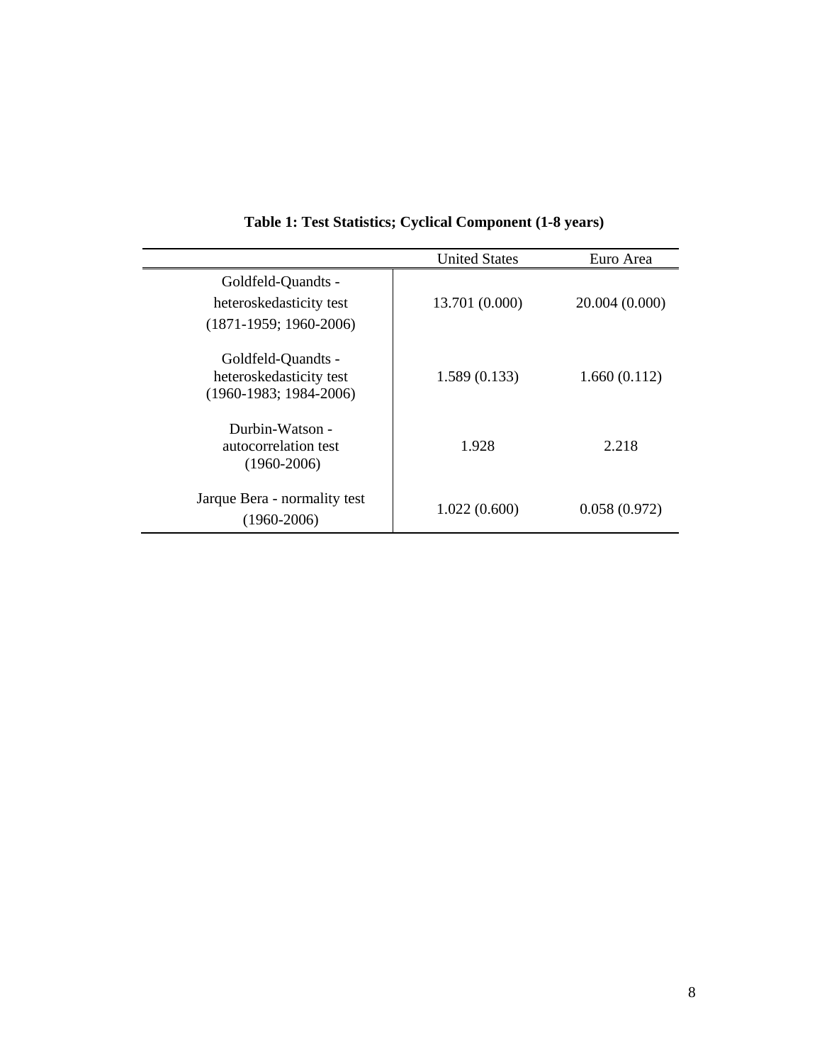**Table 1: Test Statistics; Cyclical Component (1-8 years)**

| | United States | Euro Area |
|---|---|---|
| Goldfeld-Quandts - heteroskedasticity test (1871-1959; 1960-2006) | 13.701 (0.000) | 20.004 (0.000) |
| Goldfeld-Quandts - heteroskedasticity test (1960-1983; 1984-2006) | 1.589 (0.133) | 1.660 (0.112) |
| Durbin-Watson - autocorrelation test (1960-2006) | 1.928 | 2.218 |
| Jarque Bera - normality test (1960-2006) | 1.022 (0.600) | 0.058 (0.972) |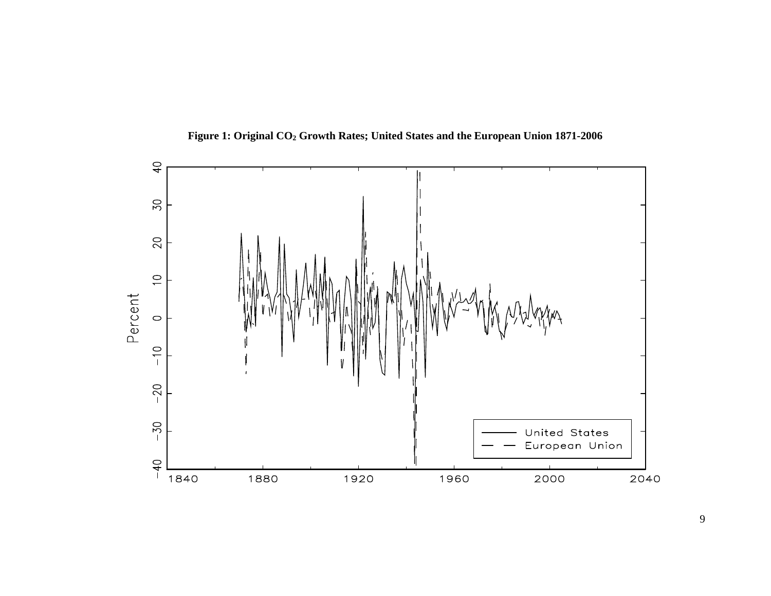**Figure 1: Original $CO_2$ Growth Rates; United States and the European Union 1871-2006**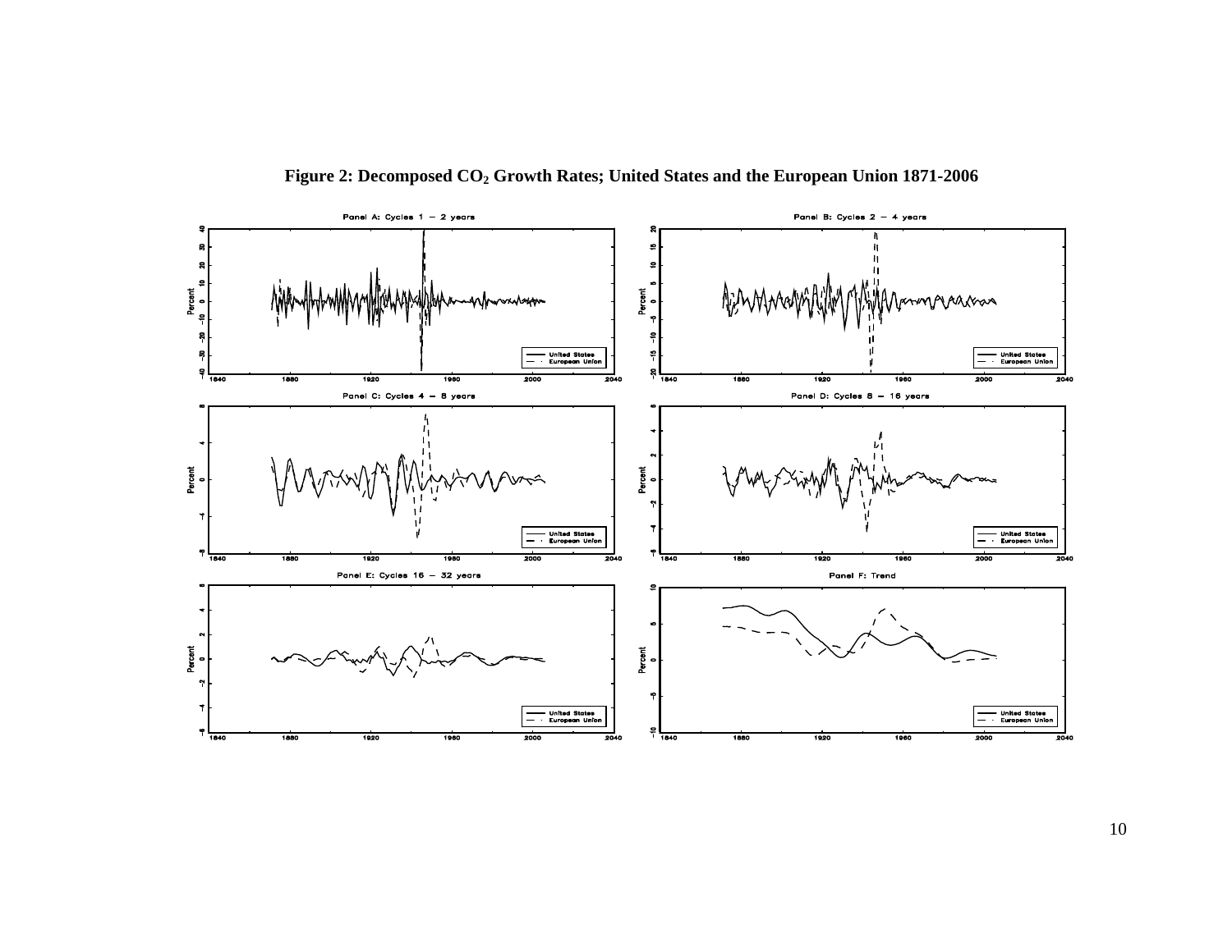**Figure 2: Decomposed $CO_2$ Growth Rates; United States and the European Union 1871-2006**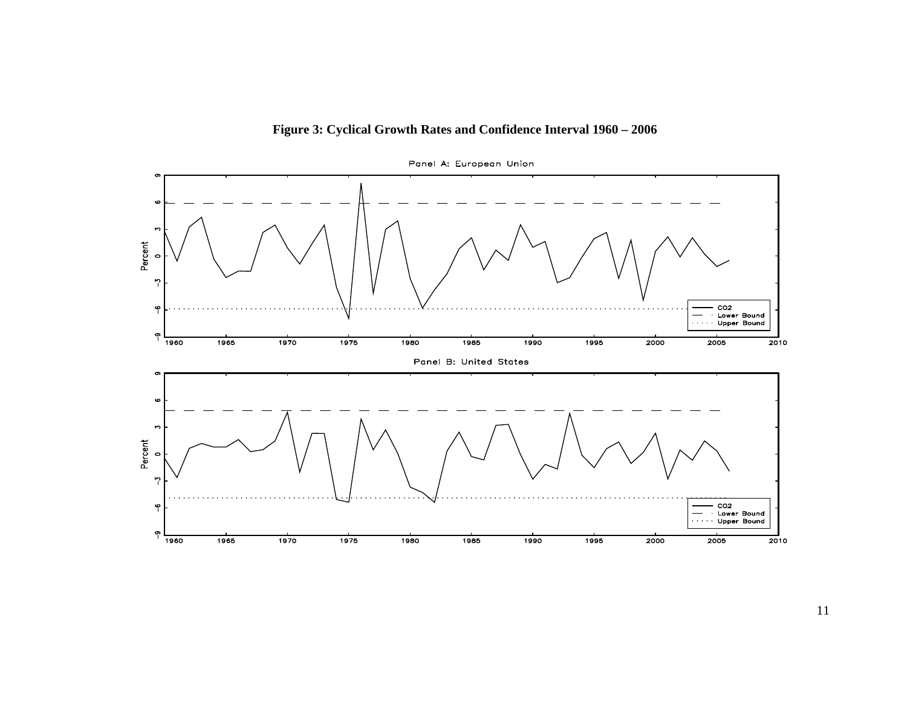**Figure 3: Cyclical Growth Rates and Confidence Interval 1960 – 2006**

Panel A: European Union

Percent

9
6
3
0
-3
-6
-9

1960 1965 1970 1975 1980 1985 1990 1995 2000 2005 2010

CO2
Lower Bound
Upper Bound

Panel B: United States

Percent

9
6
3
0
-3
-6
-9

1960 1965 1970 1975 1980 1985 1990 1995 2000 2005 2010

CO2
Lower Bound
Upper Bound